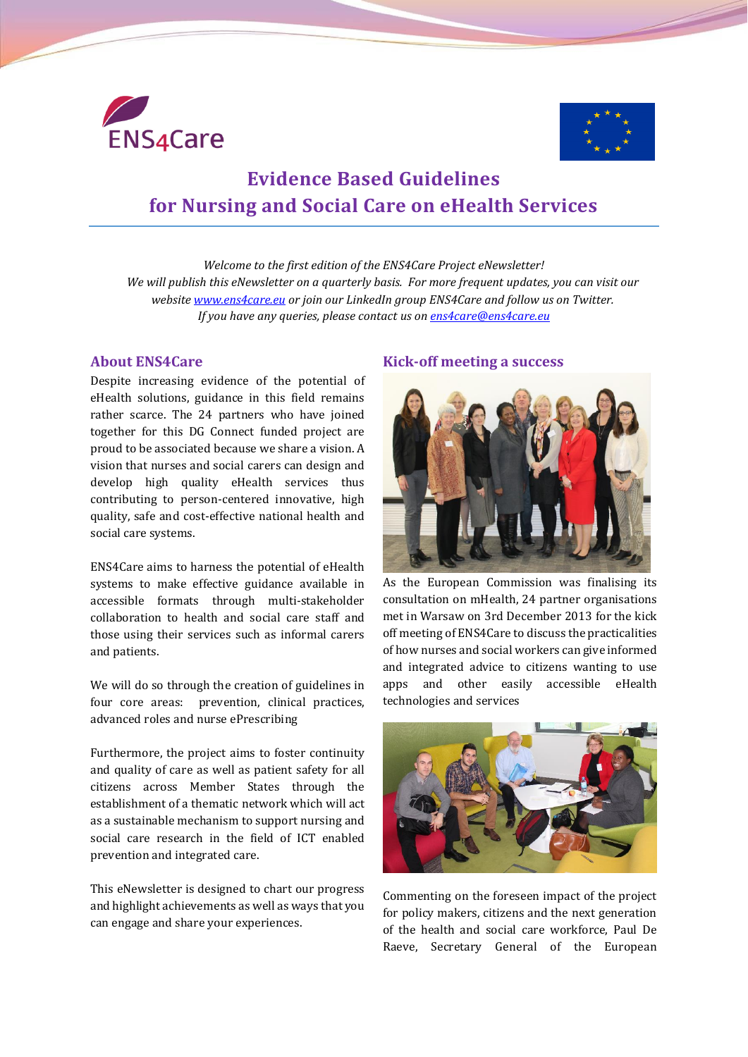ENS4Care

# Evidence Based Guidelines for Nursing and Social Care on eHealth Services

*Welcome to the first edition of the ENS4Care Project eNewsletter!*
*We will publish this eNewsletter on a quarterly basis. For more frequent updates, you can visit our website [www.ens4care.eu](http://www.ens4care.eu) or join our LinkedIn group ENS4Care and follow us on Twitter.*
*If you have any queries, please contact us on [ens4care@ens4care.eu](mailto:ens4care@ens4care.eu)*

## About ENS4Care

Despite increasing evidence of the potential of eHealth solutions, guidance in this field remains rather scarce. The 24 partners who have joined together for this DG Connect funded project are proud to be associated because we share a vision. A vision that nurses and social carers can design and develop high quality eHealth services thus contributing to person-centered innovative, high quality, safe and cost-effective national health and social care systems.

ENS4Care aims to harness the potential of eHealth systems to make effective guidance available in accessible formats through multi-stakeholder collaboration to health and social care staff and those using their services such as informal carers and patients.

We will do so through the creation of guidelines in four core areas: prevention, clinical practices, advanced roles and nurse ePrescribing

Furthermore, the project aims to foster continuity and quality of care as well as patient safety for all citizens across Member States through the establishment of a thematic network which will act as a sustainable mechanism to support nursing and social care research in the field of ICT enabled prevention and integrated care.

This eNewsletter is designed to chart our progress and highlight achievements as well as ways that you can engage and share your experiences.

## Kick-off meeting a success

As the European Commission was finalising its consultation on mHealth, 24 partner organisations met in Warsaw on 3rd December 2013 for the kick off meeting of ENS4Care to discuss the practicalities of how nurses and social workers can give informed and integrated advice to citizens wanting to use apps and other easily accessible eHealth technologies and services

Commenting on the foreseen impact of the project for policy makers, citizens and the next generation of the health and social care workforce, Paul De Raeve, Secretary General of the European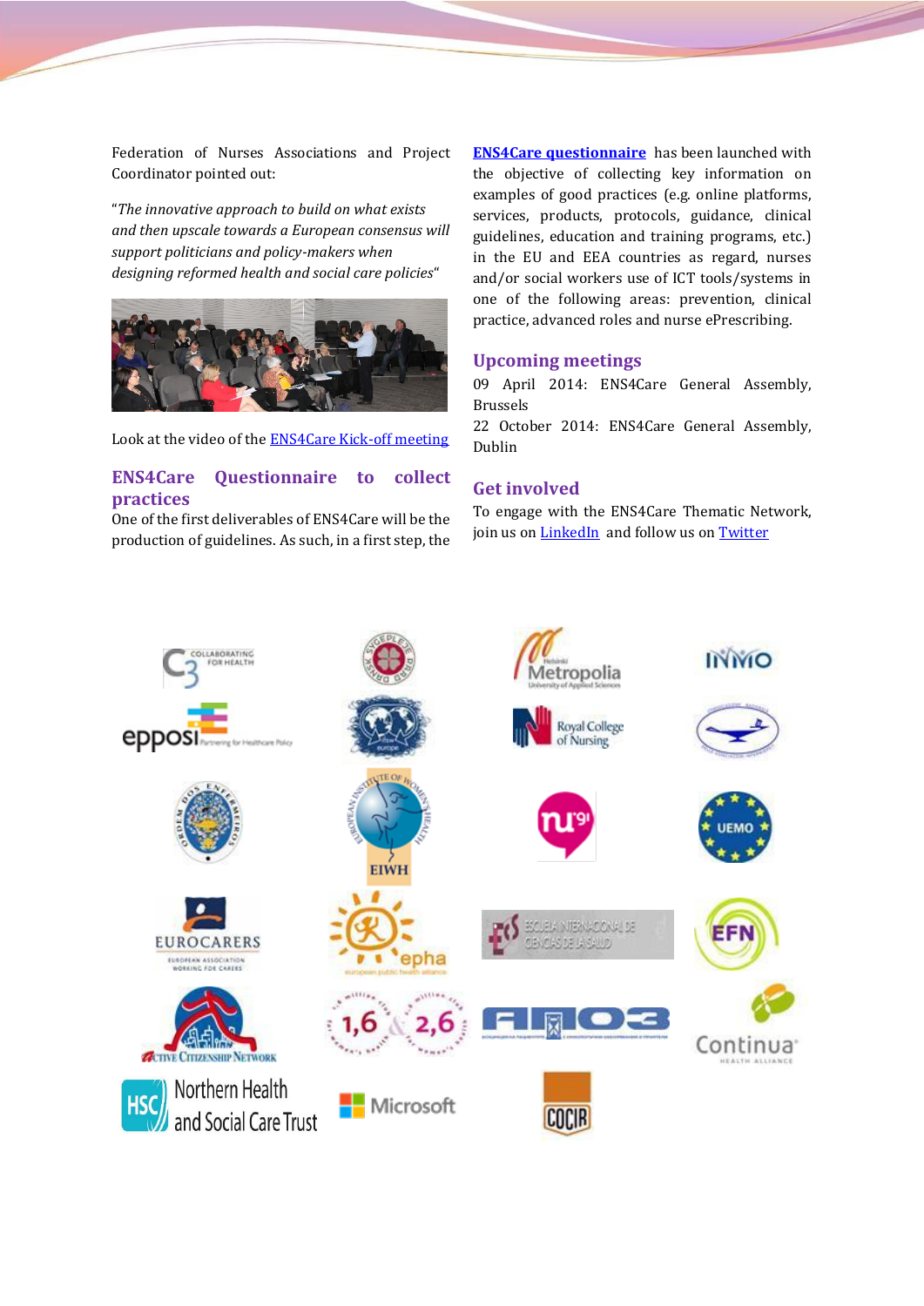Federation of Nurses Associations and Project Coordinator pointed out:

"*The innovative approach to build on what exists and then upscale towards a European consensus will support politicians and policy-makers when designing reformed health and social care policies*"

Look at the video of the [ENS4Care Kick-off meeting]()

## ENS4Care Questionnaire to collect practices

One of the first deliverables of ENS4Care will be the production of guidelines. As such, in a first step, the **[ENS4Care questionnaire]()** has been launched with the objective of collecting key information on examples of good practices (e.g. online platforms, services, products, protocols, guidance, clinical guidelines, education and training programs, etc.) in the EU and EEA countries as regard, nurses and/or social workers use of ICT tools/systems in one of the following areas: prevention, clinical practice, advanced roles and nurse ePrescribing.

## Upcoming meetings

09 April 2014: ENS4Care General Assembly, Brussels

22 October 2014: ENS4Care General Assembly, Dublin

## Get involved

To engage with the ENS4Care Thematic Network, join us on [LinkedIn]() and follow us on [Twitter]()